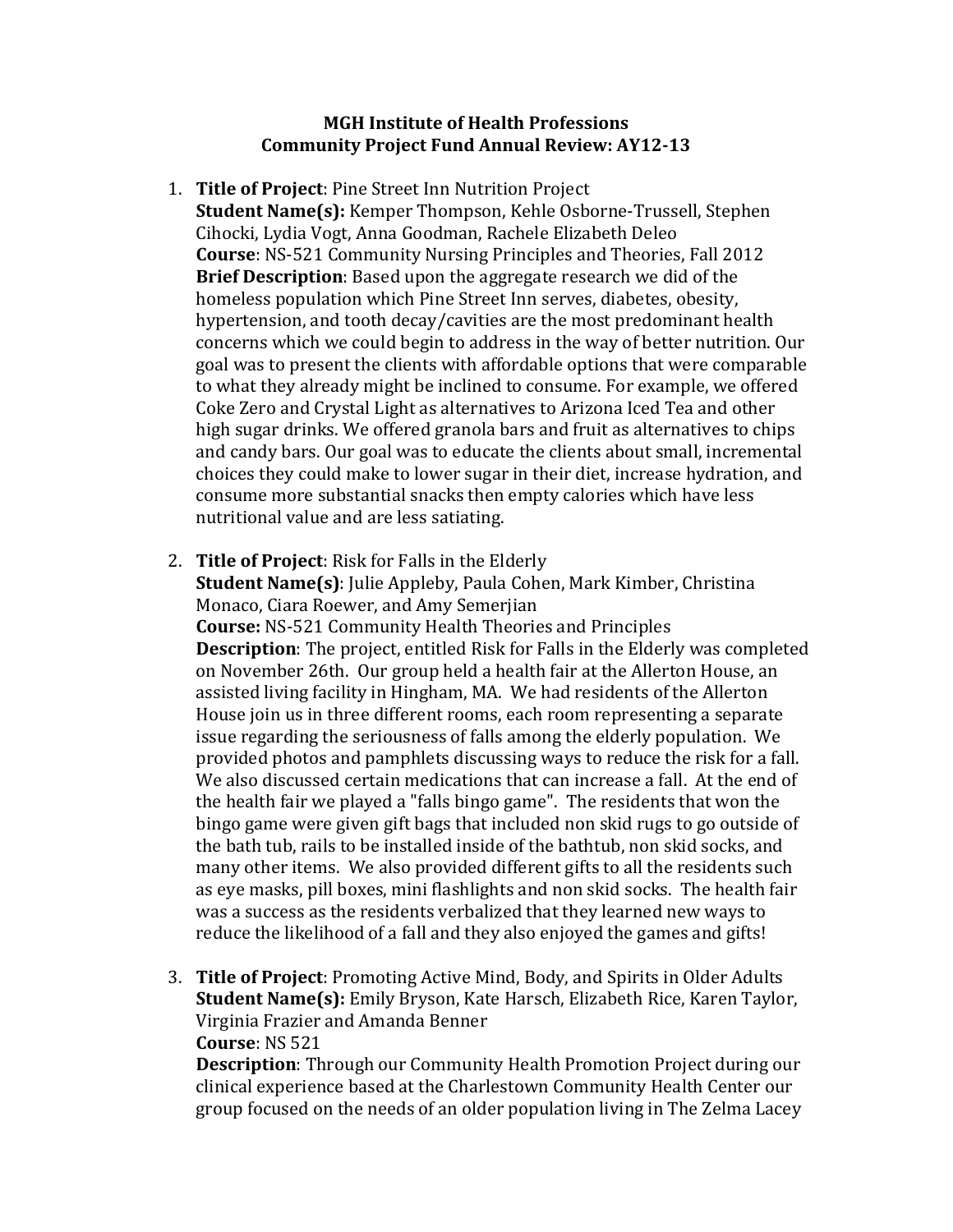**MGH Institute of Health Professions**
**Community Project Fund Annual Review: AY12-13**

1. **Title of Project**: Pine Street Inn Nutrition Project
   **Student Name(s):** Kemper Thompson, Kehle Osborne-Trussell, Stephen Cihocki, Lydia Vogt, Anna Goodman, Rachele Elizabeth Deleo
   **Course**: NS-521 Community Nursing Principles and Theories, Fall 2012
   **Brief Description**: Based upon the aggregate research we did of the homeless population which Pine Street Inn serves, diabetes, obesity, hypertension, and tooth decay/cavities are the most predominant health concerns which we could begin to address in the way of better nutrition. Our goal was to present the clients with affordable options that were comparable to what they already might be inclined to consume. For example, we offered Coke Zero and Crystal Light as alternatives to Arizona Iced Tea and other high sugar drinks. We offered granola bars and fruit as alternatives to chips and candy bars. Our goal was to educate the clients about small, incremental choices they could make to lower sugar in their diet, increase hydration, and consume more substantial snacks then empty calories which have less nutritional value and are less satiating.

2. **Title of Project**: Risk for Falls in the Elderly
   **Student Name(s)**: Julie Appleby, Paula Cohen, Mark Kimber, Christina Monaco, Ciara Roewer, and Amy Semerjian
   **Course:** NS-521 Community Health Theories and Principles
   **Description**: The project, entitled Risk for Falls in the Elderly was completed on November 26th. Our group held a health fair at the Allerton House, an assisted living facility in Hingham, MA. We had residents of the Allerton House join us in three different rooms, each room representing a separate issue regarding the seriousness of falls among the elderly population. We provided photos and pamphlets discussing ways to reduce the risk for a fall. We also discussed certain medications that can increase a fall. At the end of the health fair we played a "falls bingo game". The residents that won the bingo game were given gift bags that included non skid rugs to go outside of the bath tub, rails to be installed inside of the bathtub, non skid socks, and many other items. We also provided different gifts to all the residents such as eye masks, pill boxes, mini flashlights and non skid socks. The health fair was a success as the residents verbalized that they learned new ways to reduce the likelihood of a fall and they also enjoyed the games and gifts!

3. **Title of Project**: Promoting Active Mind, Body, and Spirits in Older Adults
   **Student Name(s):** Emily Bryson, Kate Harsch, Elizabeth Rice, Karen Taylor, Virginia Frazier and Amanda Benner
   **Course**: NS 521
   **Description**: Through our Community Health Promotion Project during our clinical experience based at the Charlestown Community Health Center our group focused on the needs of an older population living in The Zelma Lacey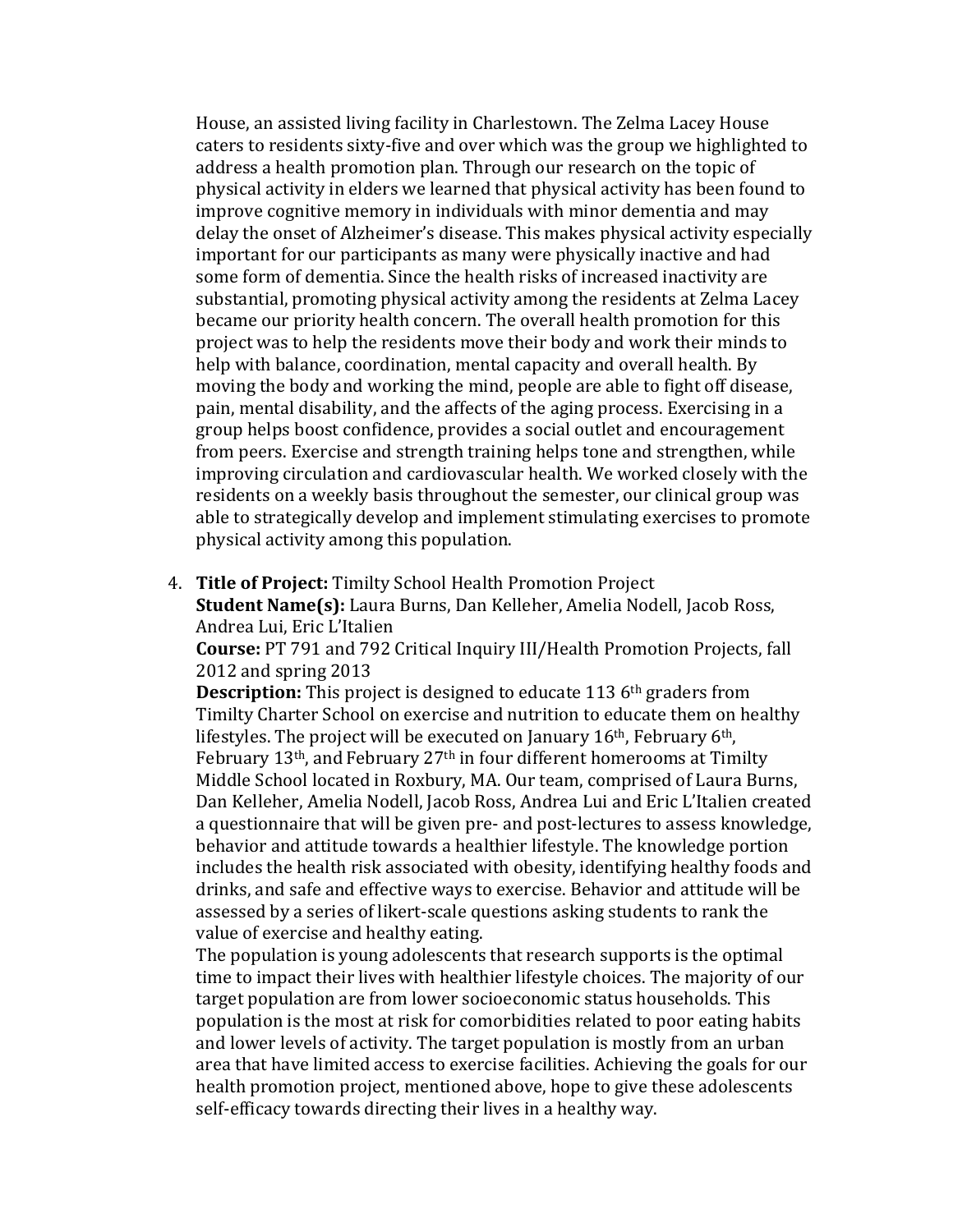House, an assisted living facility in Charlestown. The Zelma Lacey House caters to residents sixty-five and over which was the group we highlighted to address a health promotion plan. Through our research on the topic of physical activity in elders we learned that physical activity has been found to improve cognitive memory in individuals with minor dementia and may delay the onset of Alzheimer's disease. This makes physical activity especially important for our participants as many were physically inactive and had some form of dementia. Since the health risks of increased inactivity are substantial, promoting physical activity among the residents at Zelma Lacey became our priority health concern. The overall health promotion for this project was to help the residents move their body and work their minds to help with balance, coordination, mental capacity and overall health. By moving the body and working the mind, people are able to fight off disease, pain, mental disability, and the affects of the aging process. Exercising in a group helps boost confidence, provides a social outlet and encouragement from peers. Exercise and strength training helps tone and strengthen, while improving circulation and cardiovascular health. We worked closely with the residents on a weekly basis throughout the semester, our clinical group was able to strategically develop and implement stimulating exercises to promote physical activity among this population.

4. **Title of Project:** Timilty School Health Promotion Project
   **Student Name(s):** Laura Burns, Dan Kelleher, Amelia Nodell, Jacob Ross, Andrea Lui, Eric L'Italien
   **Course:** PT 791 and 792 Critical Inquiry III/Health Promotion Projects, fall 2012 and spring 2013
   **Description:** This project is designed to educate 113 6th graders from Timilty Charter School on exercise and nutrition to educate them on healthy lifestyles. The project will be executed on January 16th, February 6th, February 13th, and February 27th in four different homerooms at Timilty Middle School located in Roxbury, MA. Our team, comprised of Laura Burns, Dan Kelleher, Amelia Nodell, Jacob Ross, Andrea Lui and Eric L'Italien created a questionnaire that will be given pre- and post-lectures to assess knowledge, behavior and attitude towards a healthier lifestyle. The knowledge portion includes the health risk associated with obesity, identifying healthy foods and drinks, and safe and effective ways to exercise. Behavior and attitude will be assessed by a series of likert-scale questions asking students to rank the value of exercise and healthy eating.
   The population is young adolescents that research supports is the optimal time to impact their lives with healthier lifestyle choices. The majority of our target population are from lower socioeconomic status households. This population is the most at risk for comorbidities related to poor eating habits and lower levels of activity. The target population is mostly from an urban area that have limited access to exercise facilities. Achieving the goals for our health promotion project, mentioned above, hope to give these adolescents self-efficacy towards directing their lives in a healthy way.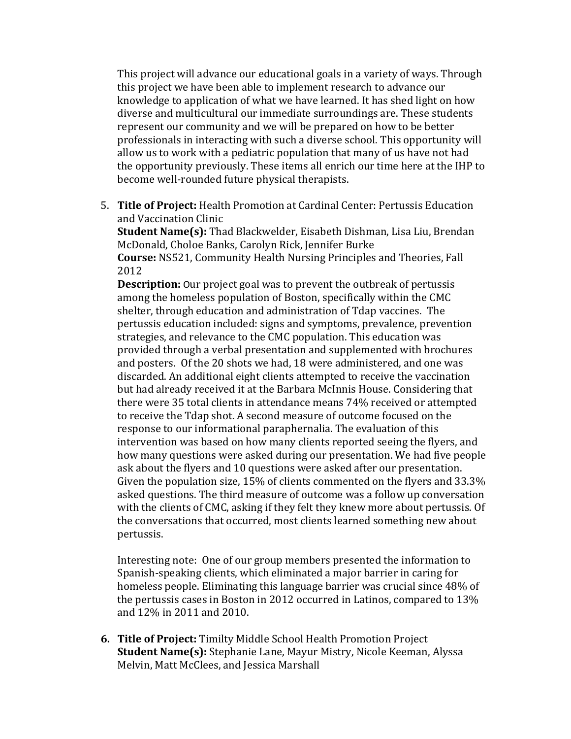This project will advance our educational goals in a variety of ways. Through this project we have been able to implement research to advance our knowledge to application of what we have learned. It has shed light on how diverse and multicultural our immediate surroundings are. These students represent our community and we will be prepared on how to be better professionals in interacting with such a diverse school. This opportunity will allow us to work with a pediatric population that many of us have not had the opportunity previously. These items all enrich our time here at the IHP to become well-rounded future physical therapists.

5. **Title of Project:** Health Promotion at Cardinal Center: Pertussis Education and Vaccination Clinic
   **Student Name(s):** Thad Blackwelder, Eisabeth Dishman, Lisa Liu, Brendan McDonald, Choloe Banks, Carolyn Rick, Jennifer Burke
   **Course:** NS521, Community Health Nursing Principles and Theories, Fall 2012
   **Description:** Our project goal was to prevent the outbreak of pertussis among the homeless population of Boston, specifically within the CMC shelter, through education and administration of Tdap vaccines. The pertussis education included: signs and symptoms, prevalence, prevention strategies, and relevance to the CMC population. This education was provided through a verbal presentation and supplemented with brochures and posters. Of the 20 shots we had, 18 were administered, and one was discarded. An additional eight clients attempted to receive the vaccination but had already received it at the Barbara McInnis House. Considering that there were 35 total clients in attendance means 74% received or attempted to receive the Tdap shot. A second measure of outcome focused on the response to our informational paraphernalia. The evaluation of this intervention was based on how many clients reported seeing the flyers, and how many questions were asked during our presentation. We had five people ask about the flyers and 10 questions were asked after our presentation. Given the population size, 15% of clients commented on the flyers and 33.3% asked questions. The third measure of outcome was a follow up conversation with the clients of CMC, asking if they felt they knew more about pertussis. Of the conversations that occurred, most clients learned something new about pertussis.

   Interesting note: One of our group members presented the information to Spanish-speaking clients, which eliminated a major barrier in caring for homeless people. Eliminating this language barrier was crucial since 48% of the pertussis cases in Boston in 2012 occurred in Latinos, compared to 13% and 12% in 2011 and 2010.

6. **Title of Project:** Timilty Middle School Health Promotion Project
   **Student Name(s):** Stephanie Lane, Mayur Mistry, Nicole Keeman, Alyssa Melvin, Matt McClees, and Jessica Marshall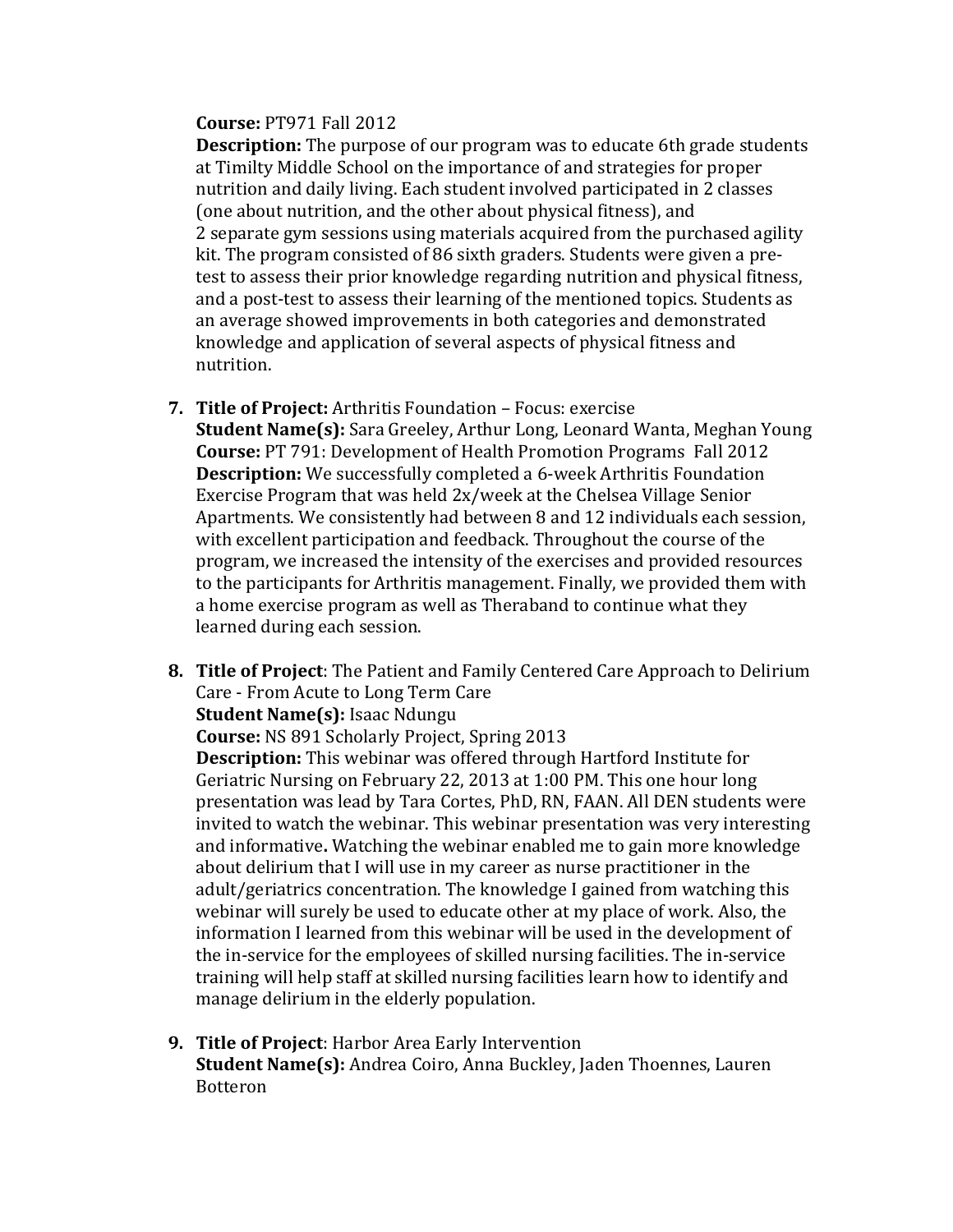**Course:** PT971 Fall 2012
**Description:** The purpose of our program was to educate 6th grade students at Timilty Middle School on the importance of and strategies for proper nutrition and daily living. Each student involved participated in 2 classes (one about nutrition, and the other about physical fitness), and 2 separate gym sessions using materials acquired from the purchased agility kit. The program consisted of 86 sixth graders. Students were given a pre-test to assess their prior knowledge regarding nutrition and physical fitness, and a post-test to assess their learning of the mentioned topics. Students as an average showed improvements in both categories and demonstrated knowledge and application of several aspects of physical fitness and nutrition.

7. **Title of Project:** Arthritis Foundation – Focus: exercise
   **Student Name(s):** Sara Greeley, Arthur Long, Leonard Wanta, Meghan Young
   **Course:** PT 791: Development of Health Promotion Programs Fall 2012
   **Description:** We successfully completed a 6-week Arthritis Foundation Exercise Program that was held 2x/week at the Chelsea Village Senior Apartments. We consistently had between 8 and 12 individuals each session, with excellent participation and feedback. Throughout the course of the program, we increased the intensity of the exercises and provided resources to the participants for Arthritis management. Finally, we provided them with a home exercise program as well as Theraband to continue what they learned during each session.

8. **Title of Project**: The Patient and Family Centered Care Approach to Delirium Care - From Acute to Long Term Care
   **Student Name(s):** Isaac Ndungu
   **Course:** NS 891 Scholarly Project, Spring 2013
   **Description:** This webinar was offered through Hartford Institute for Geriatric Nursing on February 22, 2013 at 1:00 PM. This one hour long presentation was lead by Tara Cortes, PhD, RN, FAAN. All DEN students were invited to watch the webinar. This webinar presentation was very interesting and informative**.** Watching the webinar enabled me to gain more knowledge about delirium that I will use in my career as nurse practitioner in the adult/geriatrics concentration. The knowledge I gained from watching this webinar will surely be used to educate other at my place of work. Also, the information I learned from this webinar will be used in the development of the in-service for the employees of skilled nursing facilities. The in-service training will help staff at skilled nursing facilities learn how to identify and manage delirium in the elderly population.

9. **Title of Project**: Harbor Area Early Intervention
   **Student Name(s):** Andrea Coiro, Anna Buckley, Jaden Thoennes, Lauren Botteron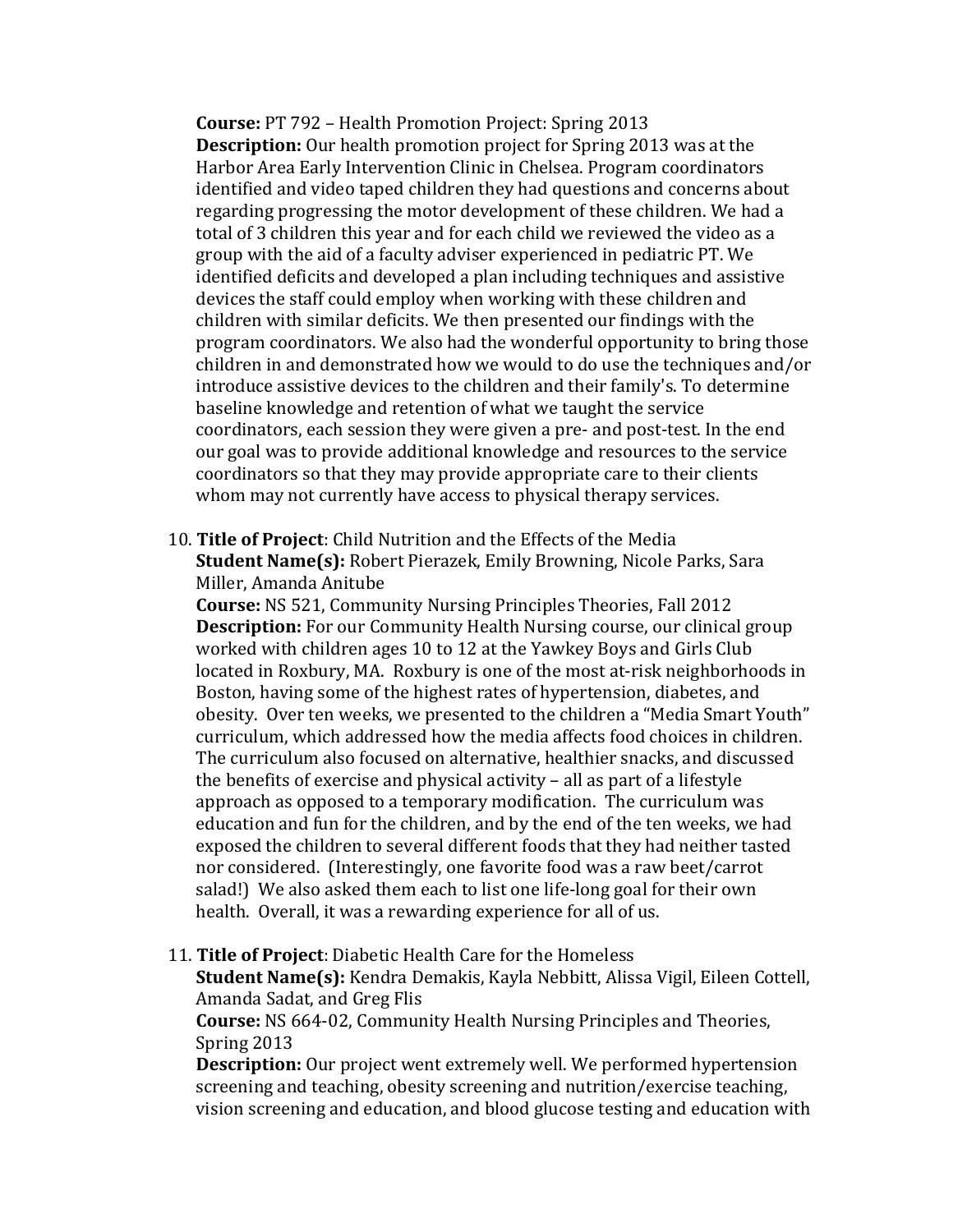**Course:** PT 792 – Health Promotion Project: Spring 2013
**Description:** Our health promotion project for Spring 2013 was at the Harbor Area Early Intervention Clinic in Chelsea. Program coordinators identified and video taped children they had questions and concerns about regarding progressing the motor development of these children. We had a total of 3 children this year and for each child we reviewed the video as a group with the aid of a faculty adviser experienced in pediatric PT. We identified deficits and developed a plan including techniques and assistive devices the staff could employ when working with these children and children with similar deficits. We then presented our findings with the program coordinators. We also had the wonderful opportunity to bring those children in and demonstrated how we would to do use the techniques and/or introduce assistive devices to the children and their family's. To determine baseline knowledge and retention of what we taught the service coordinators, each session they were given a pre- and post-test. In the end our goal was to provide additional knowledge and resources to the service coordinators so that they may provide appropriate care to their clients whom may not currently have access to physical therapy services.

10. **Title of Project**: Child Nutrition and the Effects of the Media
**Student Name(s):** Robert Pierazek, Emily Browning, Nicole Parks, Sara Miller, Amanda Anitube
**Course:** NS 521, Community Nursing Principles Theories, Fall 2012
**Description:** For our Community Health Nursing course, our clinical group worked with children ages 10 to 12 at the Yawkey Boys and Girls Club located in Roxbury, MA. Roxbury is one of the most at-risk neighborhoods in Boston, having some of the highest rates of hypertension, diabetes, and obesity. Over ten weeks, we presented to the children a "Media Smart Youth" curriculum, which addressed how the media affects food choices in children. The curriculum also focused on alternative, healthier snacks, and discussed the benefits of exercise and physical activity – all as part of a lifestyle approach as opposed to a temporary modification. The curriculum was education and fun for the children, and by the end of the ten weeks, we had exposed the children to several different foods that they had neither tasted nor considered. (Interestingly, one favorite food was a raw beet/carrot salad!) We also asked them each to list one life-long goal for their own health. Overall, it was a rewarding experience for all of us.

11. **Title of Project**: Diabetic Health Care for the Homeless
**Student Name(s):** Kendra Demakis, Kayla Nebbitt, Alissa Vigil, Eileen Cottell, Amanda Sadat, and Greg Flis
**Course:** NS 664-02, Community Health Nursing Principles and Theories, Spring 2013
**Description:** Our project went extremely well. We performed hypertension screening and teaching, obesity screening and nutrition/exercise teaching, vision screening and education, and blood glucose testing and education with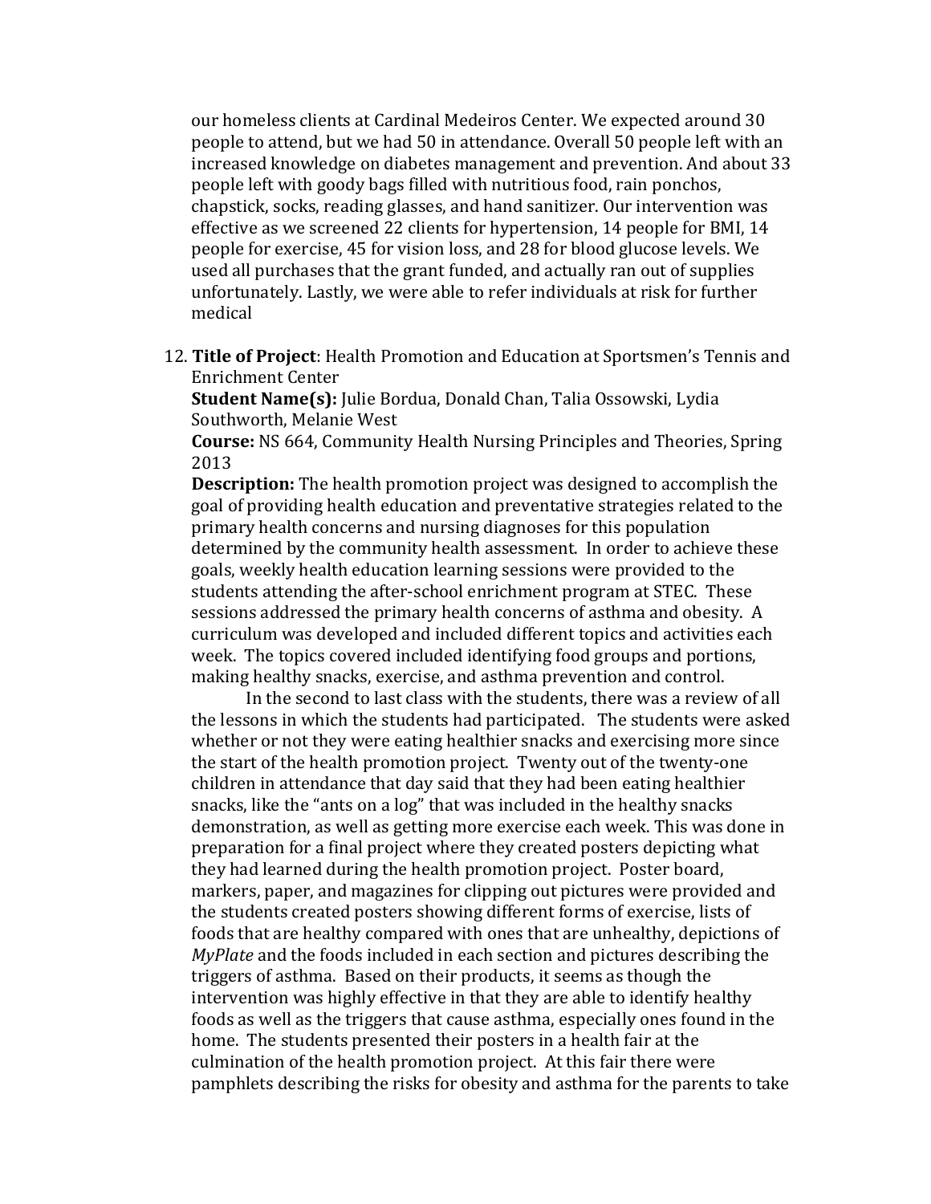our homeless clients at Cardinal Medeiros Center. We expected around 30 people to attend, but we had 50 in attendance. Overall 50 people left with an increased knowledge on diabetes management and prevention. And about 33 people left with goody bags filled with nutritious food, rain ponchos, chapstick, socks, reading glasses, and hand sanitizer. Our intervention was effective as we screened 22 clients for hypertension, 14 people for BMI, 14 people for exercise, 45 for vision loss, and 28 for blood glucose levels. We used all purchases that the grant funded, and actually ran out of supplies unfortunately. Lastly, we were able to refer individuals at risk for further medical

12. **Title of Project**: Health Promotion and Education at Sportsmen's Tennis and Enrichment Center
**Student Name(s):** Julie Bordua, Donald Chan, Talia Ossowski, Lydia Southworth, Melanie West
**Course:** NS 664, Community Health Nursing Principles and Theories, Spring 2013
**Description:** The health promotion project was designed to accomplish the goal of providing health education and preventative strategies related to the primary health concerns and nursing diagnoses for this population determined by the community health assessment. In order to achieve these goals, weekly health education learning sessions were provided to the students attending the after-school enrichment program at STEC. These sessions addressed the primary health concerns of asthma and obesity. A curriculum was developed and included different topics and activities each week. The topics covered included identifying food groups and portions, making healthy snacks, exercise, and asthma prevention and control.

    In the second to last class with the students, there was a review of all the lessons in which the students had participated. The students were asked whether or not they were eating healthier snacks and exercising more since the start of the health promotion project. Twenty out of the twenty-one children in attendance that day said that they had been eating healthier snacks, like the "ants on a log" that was included in the healthy snacks demonstration, as well as getting more exercise each week. This was done in preparation for a final project where they created posters depicting what they had learned during the health promotion project. Poster board, markers, paper, and magazines for clipping out pictures were provided and the students created posters showing different forms of exercise, lists of foods that are healthy compared with ones that are unhealthy, depictions of *MyPlate* and the foods included in each section and pictures describing the triggers of asthma. Based on their products, it seems as though the intervention was highly effective in that they are able to identify healthy foods as well as the triggers that cause asthma, especially ones found in the home. The students presented their posters in a health fair at the culmination of the health promotion project. At this fair there were pamphlets describing the risks for obesity and asthma for the parents to take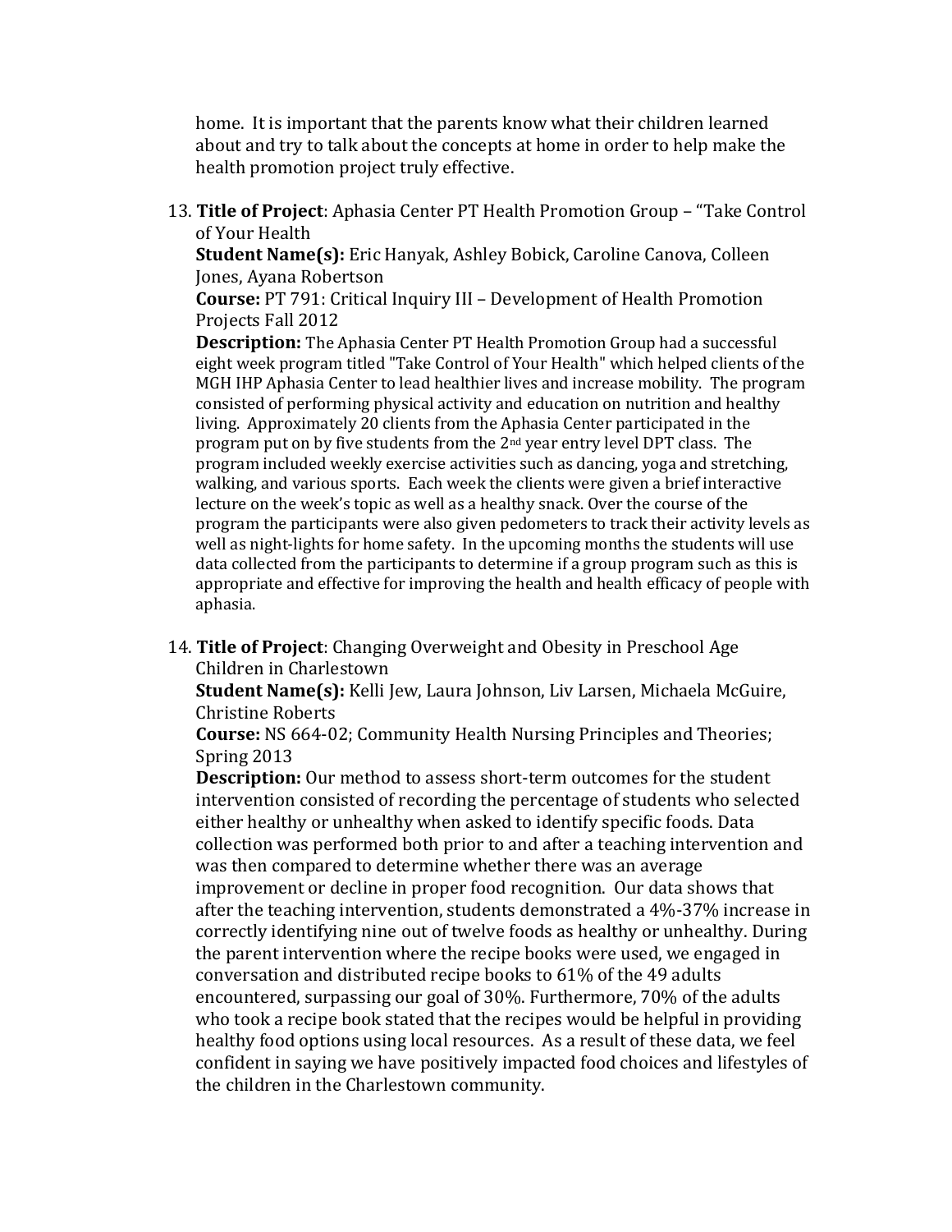home. It is important that the parents know what their children learned about and try to talk about the concepts at home in order to help make the health promotion project truly effective.

13. **Title of Project**: Aphasia Center PT Health Promotion Group – "Take Control of Your Health
    **Student Name(s):** Eric Hanyak, Ashley Bobick, Caroline Canova, Colleen Jones, Ayana Robertson
    **Course:** PT 791: Critical Inquiry III – Development of Health Promotion Projects Fall 2012
    **Description:** The Aphasia Center PT Health Promotion Group had a successful eight week program titled "Take Control of Your Health" which helped clients of the MGH IHP Aphasia Center to lead healthier lives and increase mobility. The program consisted of performing physical activity and education on nutrition and healthy living. Approximately 20 clients from the Aphasia Center participated in the program put on by five students from the 2nd year entry level DPT class. The program included weekly exercise activities such as dancing, yoga and stretching, walking, and various sports. Each week the clients were given a brief interactive lecture on the week's topic as well as a healthy snack. Over the course of the program the participants were also given pedometers to track their activity levels as well as night-lights for home safety. In the upcoming months the students will use data collected from the participants to determine if a group program such as this is appropriate and effective for improving the health and health efficacy of people with aphasia.

14. **Title of Project**: Changing Overweight and Obesity in Preschool Age Children in Charlestown
    **Student Name(s):** Kelli Jew, Laura Johnson, Liv Larsen, Michaela McGuire, Christine Roberts
    **Course:** NS 664-02; Community Health Nursing Principles and Theories; Spring 2013
    **Description:** Our method to assess short-term outcomes for the student intervention consisted of recording the percentage of students who selected either healthy or unhealthy when asked to identify specific foods. Data collection was performed both prior to and after a teaching intervention and was then compared to determine whether there was an average improvement or decline in proper food recognition. Our data shows that after the teaching intervention, students demonstrated a 4%-37% increase in correctly identifying nine out of twelve foods as healthy or unhealthy. During the parent intervention where the recipe books were used, we engaged in conversation and distributed recipe books to 61% of the 49 adults encountered, surpassing our goal of 30%. Furthermore, 70% of the adults who took a recipe book stated that the recipes would be helpful in providing healthy food options using local resources. As a result of these data, we feel confident in saying we have positively impacted food choices and lifestyles of the children in the Charlestown community.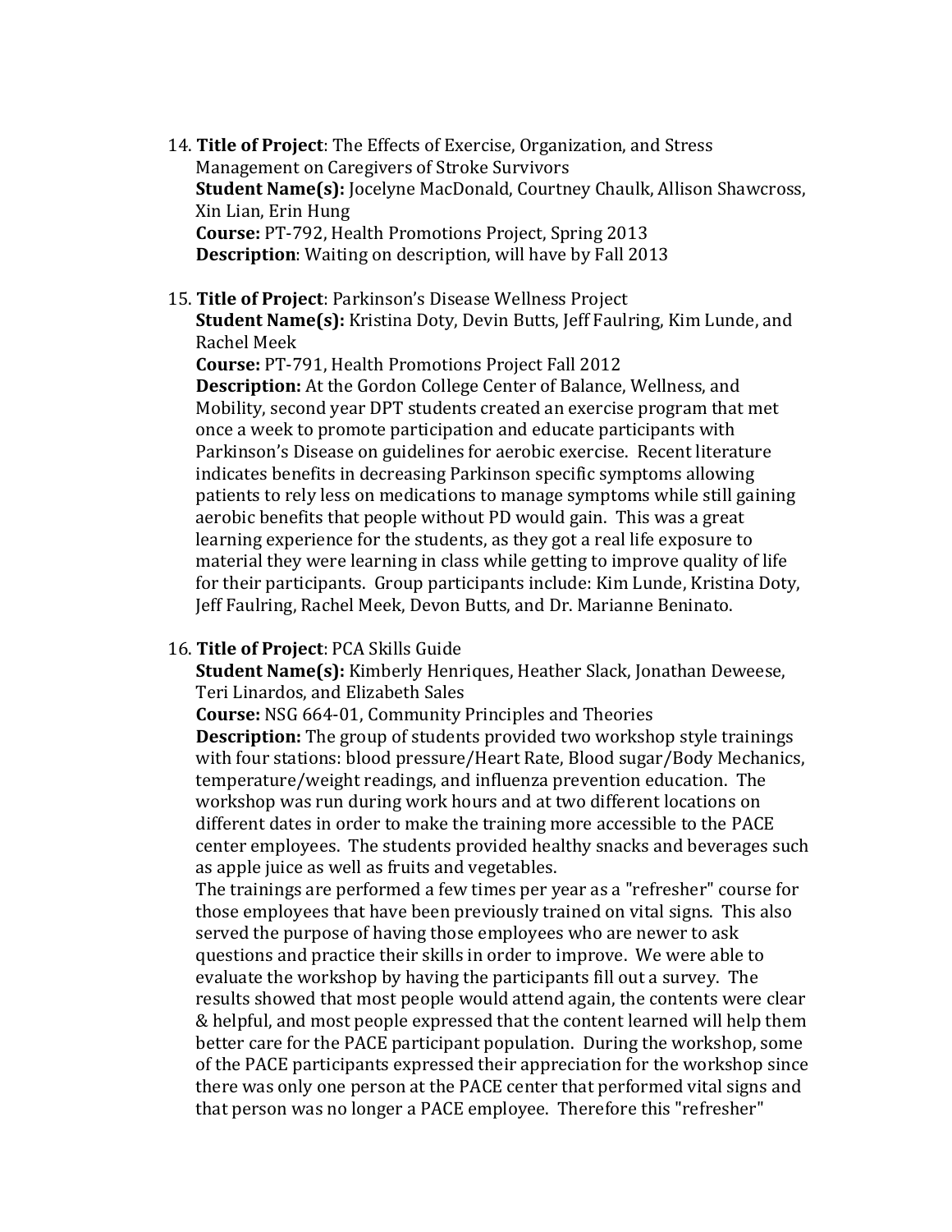14. **Title of Project**: The Effects of Exercise, Organization, and Stress Management on Caregivers of Stroke Survivors
    **Student Name(s):** Jocelyne MacDonald, Courtney Chaulk, Allison Shawcross, Xin Lian, Erin Hung
    **Course:** PT-792, Health Promotions Project, Spring 2013
    **Description**: Waiting on description, will have by Fall 2013

15. **Title of Project**: Parkinson's Disease Wellness Project
    **Student Name(s):** Kristina Doty, Devin Butts, Jeff Faulring, Kim Lunde, and Rachel Meek
    **Course:** PT-791, Health Promotions Project Fall 2012
    **Description:** At the Gordon College Center of Balance, Wellness, and Mobility, second year DPT students created an exercise program that met once a week to promote participation and educate participants with Parkinson's Disease on guidelines for aerobic exercise. Recent literature indicates benefits in decreasing Parkinson specific symptoms allowing patients to rely less on medications to manage symptoms while still gaining aerobic benefits that people without PD would gain. This was a great learning experience for the students, as they got a real life exposure to material they were learning in class while getting to improve quality of life for their participants. Group participants include: Kim Lunde, Kristina Doty, Jeff Faulring, Rachel Meek, Devon Butts, and Dr. Marianne Beninato.

16. **Title of Project**: PCA Skills Guide
    **Student Name(s):** Kimberly Henriques, Heather Slack, Jonathan Deweese, Teri Linardos, and Elizabeth Sales
    **Course:** NSG 664-01, Community Principles and Theories
    **Description:** The group of students provided two workshop style trainings with four stations: blood pressure/Heart Rate, Blood sugar/Body Mechanics, temperature/weight readings, and influenza prevention education. The workshop was run during work hours and at two different locations on different dates in order to make the training more accessible to the PACE center employees. The students provided healthy snacks and beverages such as apple juice as well as fruits and vegetables.
    The trainings are performed a few times per year as a "refresher" course for those employees that have been previously trained on vital signs. This also served the purpose of having those employees who are newer to ask questions and practice their skills in order to improve. We were able to evaluate the workshop by having the participants fill out a survey. The results showed that most people would attend again, the contents were clear & helpful, and most people expressed that the content learned will help them better care for the PACE participant population. During the workshop, some of the PACE participants expressed their appreciation for the workshop since there was only one person at the PACE center that performed vital signs and that person was no longer a PACE employee. Therefore this "refresher"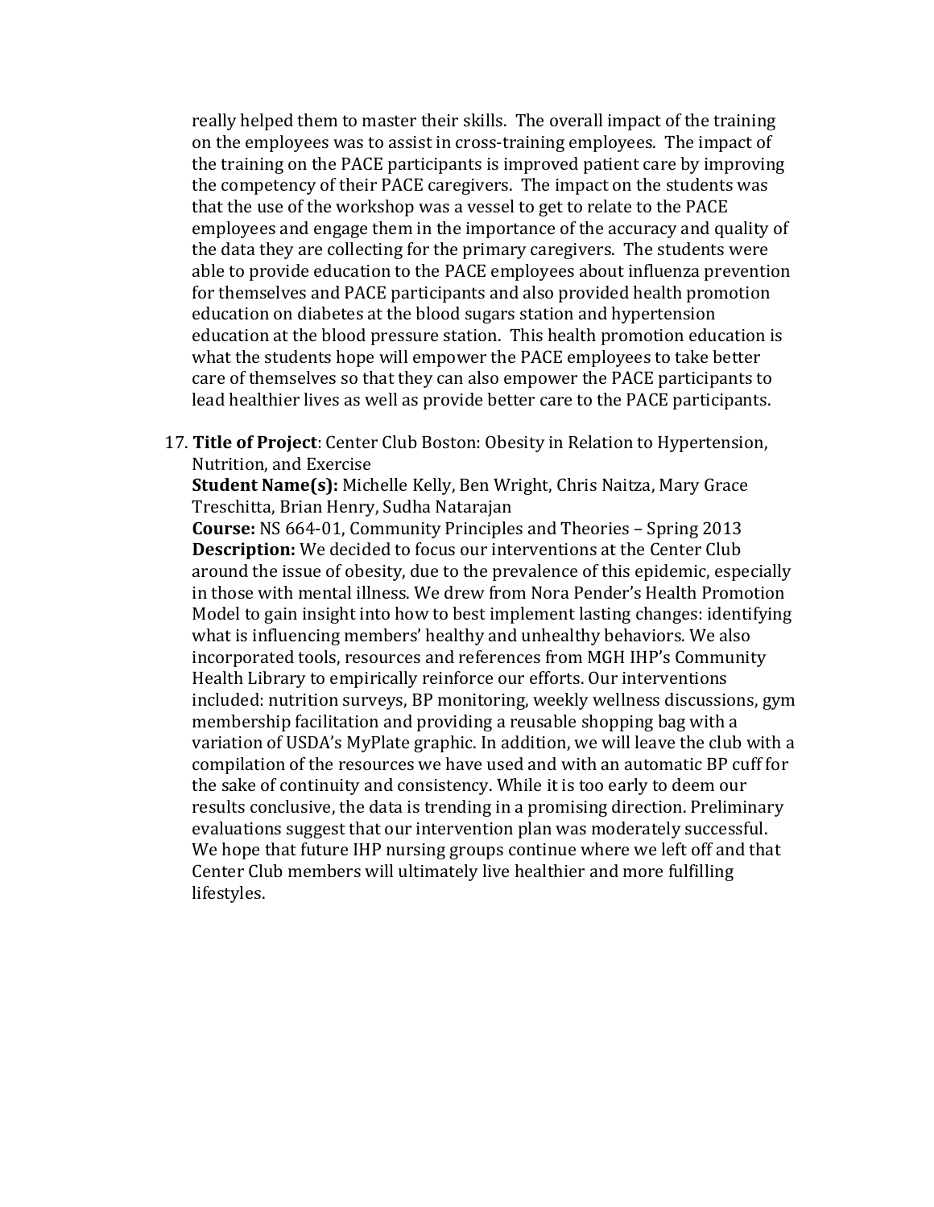really helped them to master their skills. The overall impact of the training on the employees was to assist in cross-training employees. The impact of the training on the PACE participants is improved patient care by improving the competency of their PACE caregivers. The impact on the students was that the use of the workshop was a vessel to get to relate to the PACE employees and engage them in the importance of the accuracy and quality of the data they are collecting for the primary caregivers. The students were able to provide education to the PACE employees about influenza prevention for themselves and PACE participants and also provided health promotion education on diabetes at the blood sugars station and hypertension education at the blood pressure station. This health promotion education is what the students hope will empower the PACE employees to take better care of themselves so that they can also empower the PACE participants to lead healthier lives as well as provide better care to the PACE participants.

17. **Title of Project**: Center Club Boston: Obesity in Relation to Hypertension, Nutrition, and Exercise
    **Student Name(s):** Michelle Kelly, Ben Wright, Chris Naitza, Mary Grace Treschitta, Brian Henry, Sudha Natarajan
    **Course:** NS 664-01, Community Principles and Theories – Spring 2013
    **Description:** We decided to focus our interventions at the Center Club around the issue of obesity, due to the prevalence of this epidemic, especially in those with mental illness. We drew from Nora Pender's Health Promotion Model to gain insight into how to best implement lasting changes: identifying what is influencing members' healthy and unhealthy behaviors. We also incorporated tools, resources and references from MGH IHP's Community Health Library to empirically reinforce our efforts. Our interventions included: nutrition surveys, BP monitoring, weekly wellness discussions, gym membership facilitation and providing a reusable shopping bag with a variation of USDA's MyPlate graphic. In addition, we will leave the club with a compilation of the resources we have used and with an automatic BP cuff for the sake of continuity and consistency. While it is too early to deem our results conclusive, the data is trending in a promising direction. Preliminary evaluations suggest that our intervention plan was moderately successful. We hope that future IHP nursing groups continue where we left off and that Center Club members will ultimately live healthier and more fulfilling lifestyles.